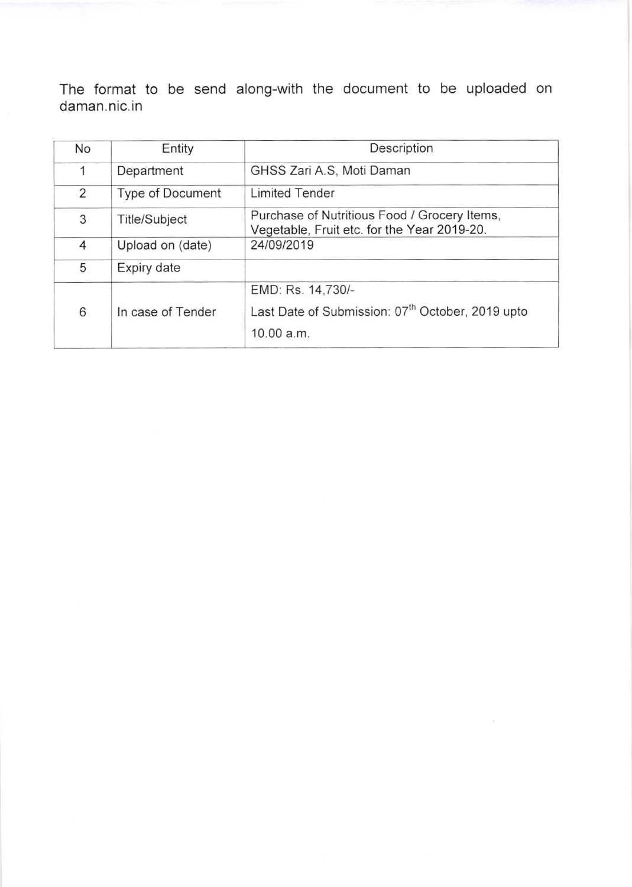The format to be send along-with the document to be uploaded on daman.nic.in

| No | Entity | Description |
|---|---|---|
| 1 | Department | GHSS Zari A.S, Moti Daman |
| 2 | Type of Document | Limited Tender |
| 3 | Title/Subject | Purchase of Nutritious Food / Grocery Items, Vegetable, Fruit etc. for the Year 2019-20. |
| 4 | Upload on (date) | 24/09/2019 |
| 5 | Expiry date | |
| 6 | In case of Tender | EMD: Rs. 14,730/-<br>Last Date of Submission: 07th October, 2019 upto 10.00 a.m. |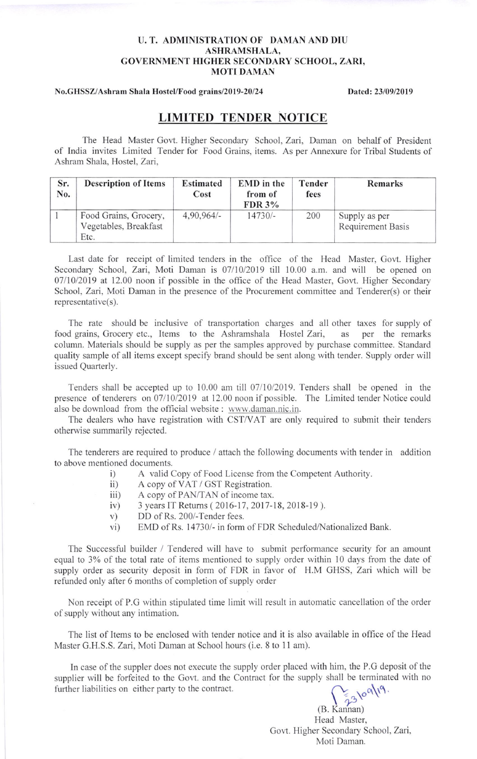**U. T. ADMINISTRATION OF DAMAN AND DIU**
**ASHRAMSHALA,**
**GOVERNMENT HIGHER SECONDARY SCHOOL, ZARI,**
**MOTI DAMAN**

**No.GHSSZ/Ashram Shala Hostel/Food grains/2019-20/24** **Dated: 23/09/2019**

# LIMITED TENDER NOTICE

The Head Master Govt. Higher Secondary School, Zari, Daman on behalf of President of India invites Limited Tender for Food Grains, items. As per Annexure for Tribal Students of Ashram Shala, Hostel, Zari,

| Sr. No. | Description of Items | Estimated Cost | EMD in the from of FDR 3% | Tender fees | Remarks |
|---|---|---|---|---|---|
| 1 | Food Grains, Grocery, Vegetables, Breakfast Etc. | 4,90,964/- | 14730/- | 200 | Supply as per Requirement Basis |

Last date for receipt of limited tenders in the office of the Head Master, Govt. Higher Secondary School, Zari, Moti Daman is 07/10/2019 till 10.00 a.m. and will be opened on 07/10/2019 at 12.00 noon if possible in the office of the Head Master, Govt. Higher Secondary School, Zari, Moti Daman in the presence of the Procurement committee and Tenderer(s) or their representative(s).

The rate should be inclusive of transportation charges and all other taxes for supply of food grains, Grocery etc., Items to the Ashramshala Hostel Zari, as per the remarks column. Materials should be supply as per the samples approved by purchase committee. Standard quality sample of all items except specify brand should be sent along with tender. Supply order will issued Quarterly.

Tenders shall be accepted up to 10.00 am till 07/10/2019. Tenders shall be opened in the presence of tenderers on 07/10/2019 at 12.00 noon if possible. The Limited tender Notice could also be download from the official website : www.daman.nic.in.

The dealers who have registration with CST/VAT are only required to submit their tenders otherwise summarily rejected.

The tenderers are required to produce / attach the following documents with tender in addition to above mentioned documents.

i) A valid Copy of Food License from the Competent Authority.
ii) A copy of VAT / GST Registration.
iii) A copy of PAN/TAN of income tax.
iv) 3 years IT Returns ( 2016-17, 2017-18, 2018-19 ).
v) DD of Rs. 200/-Tender fees.
vi) EMD of Rs. 14730/- in form of FDR Scheduled/Nationalized Bank.

The Successful builder / Tendered will have to submit performance security for an amount equal to 3% of the total rate of items mentioned to supply order within 10 days from the date of supply order as security deposit in form of FDR in favor of H.M GHSS, Zari which will be refunded only after 6 months of completion of supply order

Non receipt of P.G within stipulated time limit will result in automatic cancellation of the order of supply without any intimation.

The list of Items to be enclosed with tender notice and it is also available in office of the Head Master G.H.S.S. Zari, Moti Daman at School hours (i.e. 8 to 11 am).

In case of the suppler does not execute the supply order placed with him, the P.G deposit of the supplier will be forfeited to the Govt. and the Contract for the supply shall be terminated with no further liabilities on either party to the contract.

23/09/19.

(B. Kannan)
Head Master,
Govt. Higher Secondary School, Zari,
Moti Daman.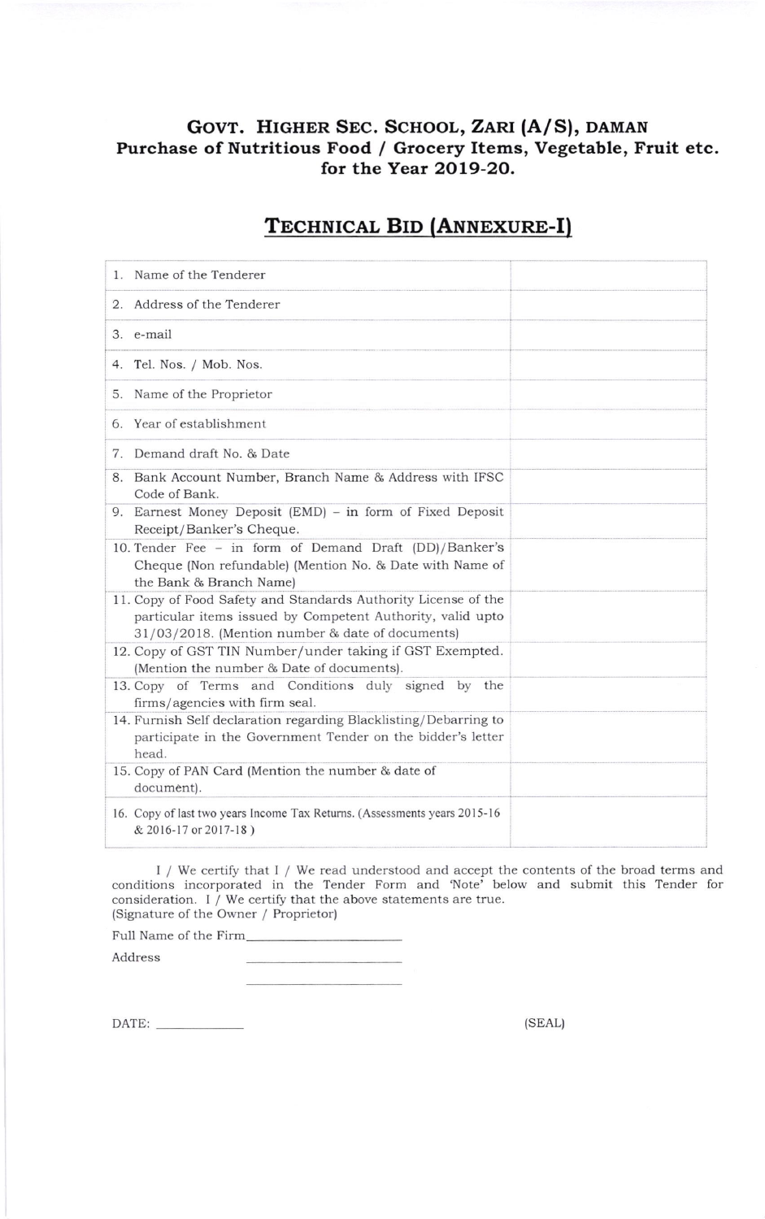## GOVT. HIGHER SEC. SCHOOL, ZARI (A/S), DAMAN
**Purchase of Nutritious Food / Grocery Items, Vegetable, Fruit etc. for the Year 2019-20.**

## TECHNICAL BID (ANNEXURE-I)

| | |
|---|---|
| 1. Name of the Tenderer | |
| 2. Address of the Tenderer | |
| 3. e-mail | |
| 4. Tel. Nos. / Mob. Nos. | |
| 5. Name of the Proprietor | |
| 6. Year of establishment | |
| 7. Demand draft No. & Date | |
| 8. Bank Account Number, Branch Name & Address with IFSC Code of Bank. | |
| 9. Earnest Money Deposit (EMD) – in form of Fixed Deposit Receipt/Banker's Cheque. | |
| 10. Tender Fee – in form of Demand Draft (DD)/Banker's Cheque (Non refundable) (Mention No. & Date with Name of the Bank & Branch Name) | |
| 11. Copy of Food Safety and Standards Authority License of the particular items issued by Competent Authority, valid upto 31/03/2018. (Mention number & date of documents) | |
| 12. Copy of GST TIN Number/under taking if GST Exempted. (Mention the number & Date of documents). | |
| 13. Copy of Terms and Conditions duly signed by the firms/agencies with firm seal. | |
| 14. Furnish Self declaration regarding Blacklisting/Debarring to participate in the Government Tender on the bidder's letter head. | |
| 15. Copy of PAN Card (Mention the number & date of document). | |
| 16. Copy of last two years Income Tax Returns. (Assessments years 2015-16 & 2016-17 or 2017-18 ) | |

I / We certify that I / We read understood and accept the contents of the broad terms and conditions incorporated in the Tender Form and 'Note' below and submit this Tender for consideration. I / We certify that the above statements are true.
(Signature of the Owner / Proprietor)

Full Name of the Firm\_\_\_\_\_\_\_\_\_\_\_\_\_\_\_\_\_\_\_\_

Address \_\_\_\_\_\_\_\_\_\_\_\_\_\_\_\_\_\_\_\_

\_\_\_\_\_\_\_\_\_\_\_\_\_\_\_\_\_\_\_\_

DATE: \_\_\_\_\_\_\_\_\_\_\_\_ (SEAL)